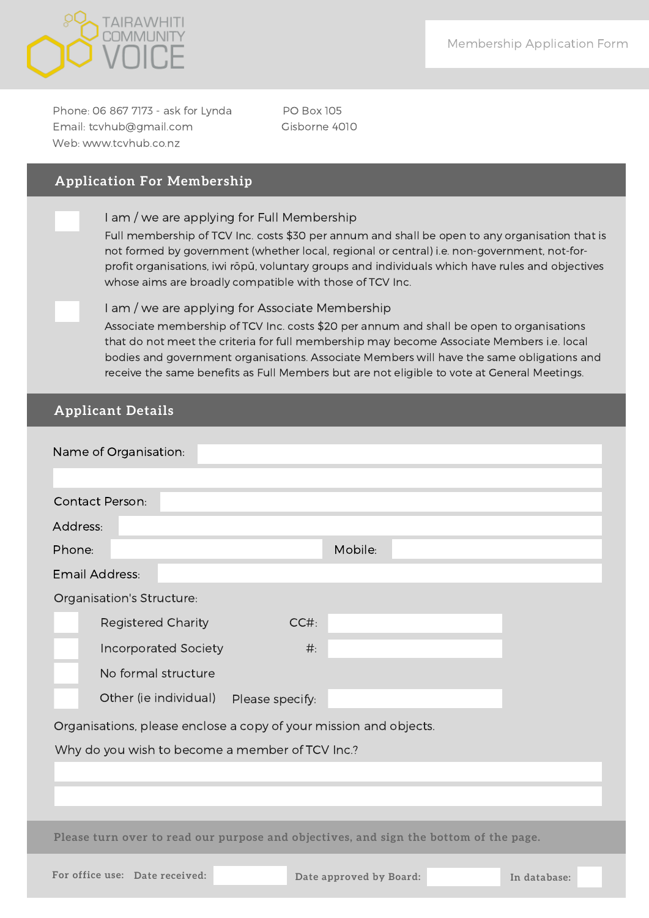TAIRAWHITI COMMUNITY VOICE

Membership Application Form

Phone: 06 867 7173 - ask for Lynda
Email: tcvhub@gmail.com
Web: www.tcvhub.co.nz

PO Box 105
Gisborne 4010

## Application For Membership

☐ **I am / we are applying for Full Membership**

Full membership of TCV Inc. costs $30 per annum and shall be open to any organisation that is not formed by government (whether local, regional or central) i.e. non-government, not-for-profit organisations, iwi rōpū, voluntary groups and individuals which have rules and objectives whose aims are broadly compatible with those of TCV Inc.

☐ **I am / we are applying for Associate Membership**

Associate membership of TCV Inc. costs $20 per annum and shall be open to organisations that do not meet the criteria for full membership may become Associate Members i.e. local bodies and government organisations. Associate Members will have the same obligations and receive the same benefits as Full Members but are not eligible to vote at General Meetings.

## Applicant Details

Name of Organisation: ______________________

______________________

Contact Person: ______________________

Address: ______________________

Phone: ______________ Mobile: ______________

Email Address: ______________________

Organisation's Structure:

☐ Registered Charity CC#: ______________

☐ Incorporated Society #: ______________

☐ No formal structure

☐ Other (ie individual) Please specify: ______________

Organisations, please enclose a copy of your mission and objects.

Why do you wish to become a member of TCV Inc.?

______________________

______________________

**Please turn over to read our purpose and objectives, and sign the bottom of the page.**

For office use: Date received: ________ Date approved by Board: ________ In database: ☐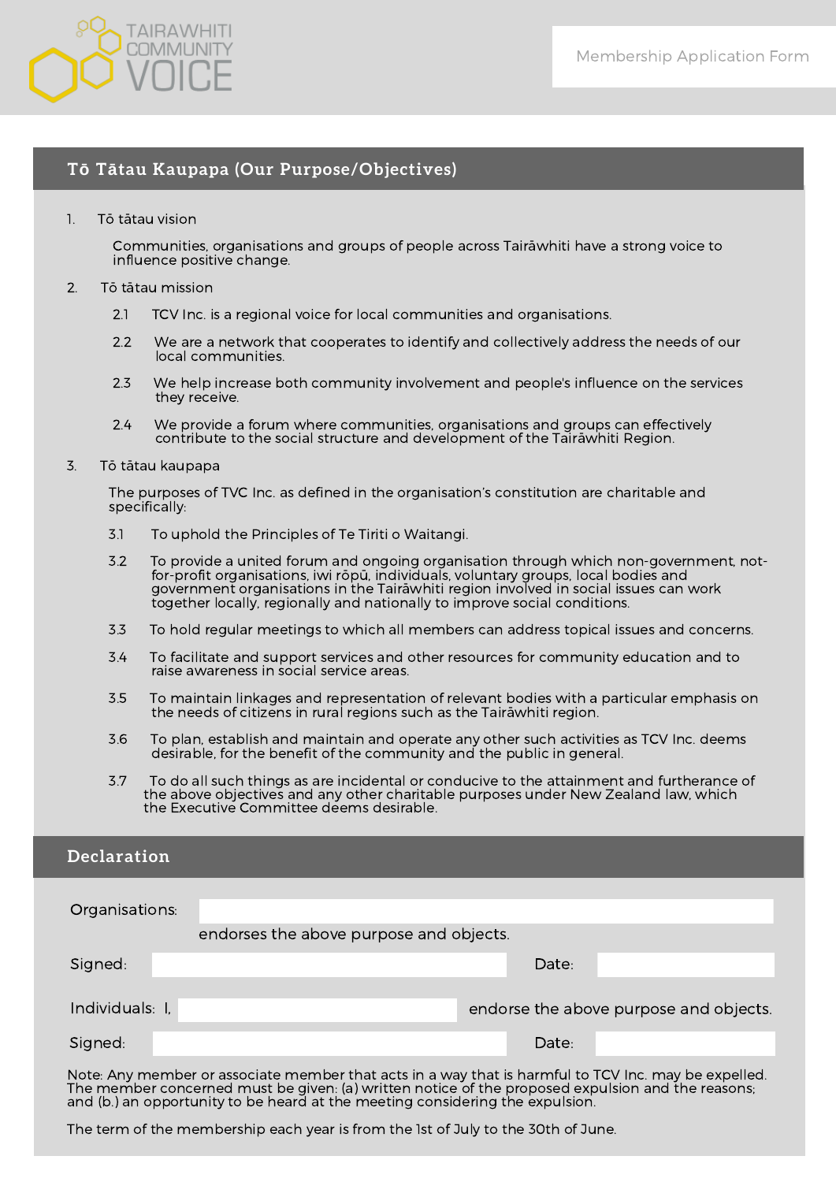TAIRAWHITI COMMUNITY VOICE

Membership Application Form

## Tō Tātau Kaupapa (Our Purpose/Objectives)

1. Tō tātau vision

   Communities, organisations and groups of people across Tairāwhiti have a strong voice to influence positive change.

2. Tō tātau mission

   2.1 TCV Inc. is a regional voice for local communities and organisations.

   2.2 We are a network that cooperates to identify and collectively address the needs of our local communities.

   2.3 We help increase both community involvement and people's influence on the services they receive.

   2.4 We provide a forum where communities, organisations and groups can effectively contribute to the social structure and development of the Tairāwhiti Region.

3. Tō tātau kaupapa

   The purposes of TVC Inc. as defined in the organisation's constitution are charitable and specifically:

   3.1 To uphold the Principles of Te Tiriti o Waitangi.

   3.2 To provide a united forum and ongoing organisation through which non-government, not-for-profit organisations, iwi rōpū, individuals, voluntary groups, local bodies and government organisations in the Tairāwhiti region involved in social issues can work together locally, regionally and nationally to improve social conditions.

   3.3 To hold regular meetings to which all members can address topical issues and concerns.

   3.4 To facilitate and support services and other resources for community education and to raise awareness in social service areas.

   3.5 To maintain linkages and representation of relevant bodies with a particular emphasis on the needs of citizens in rural regions such as the Tairāwhiti region.

   3.6 To plan, establish and maintain and operate any other such activities as TCV Inc. deems desirable, for the benefit of the community and the public in general.

   3.7 To do all such things as are incidental or conducive to the attainment and furtherance of the above objectives and any other charitable purposes under New Zealand law, which the Executive Committee deems desirable.

## Declaration

Organisations: ______________________________

endorses the above purpose and objects.

Signed: ______________________________ Date: ______________

Individuals: I, ______________________________ endorse the above purpose and objects.

Signed: ______________________________ Date: ______________

Note: Any member or associate member that acts in a way that is harmful to TCV Inc. may be expelled. The member concerned must be given: (a) written notice of the proposed expulsion and the reasons; and (b.) an opportunity to be heard at the meeting considering the expulsion.

The term of the membership each year is from the 1st of July to the 30th of June.